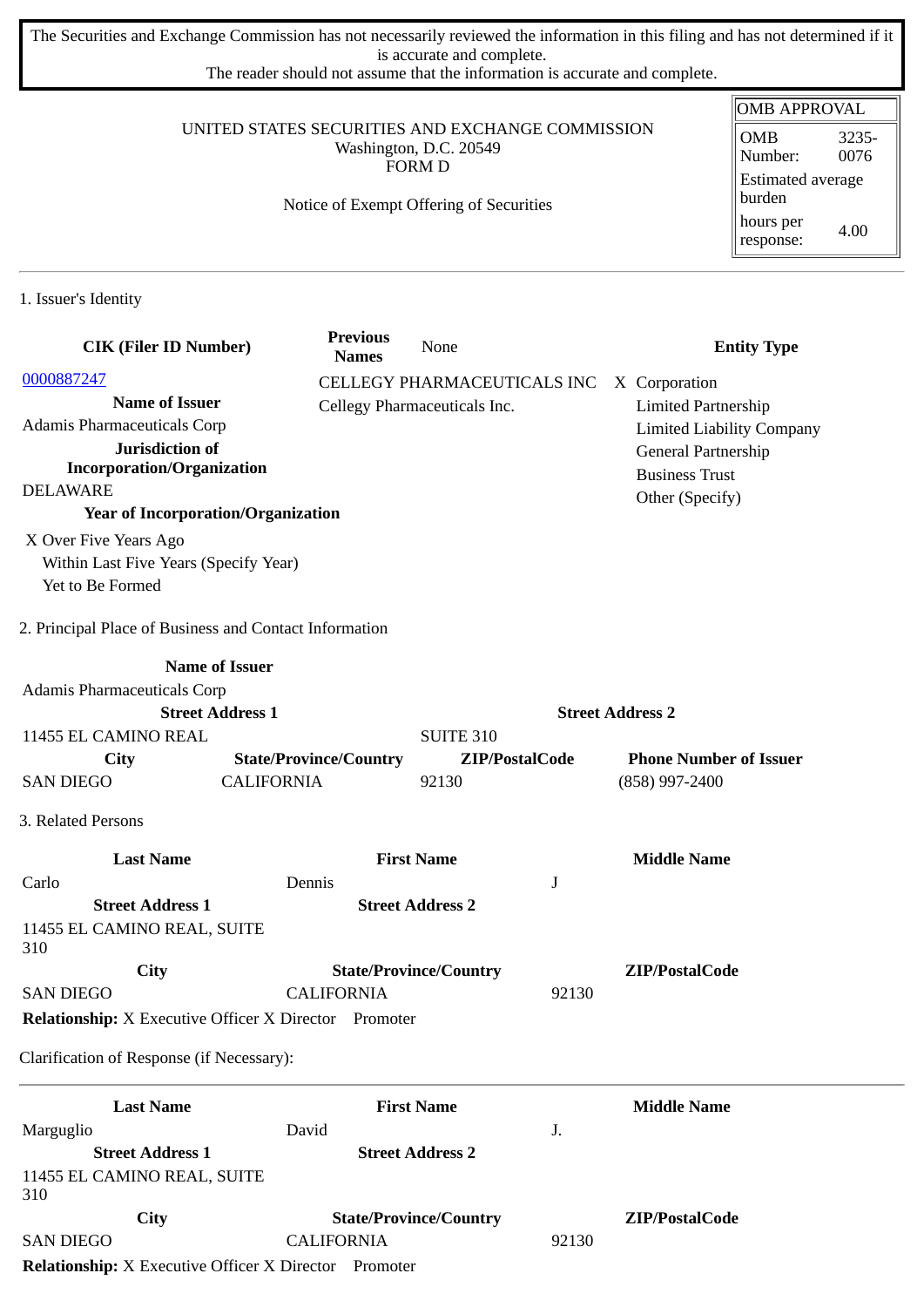The Securities and Exchange Commission has not necessarily reviewed the information in this filing and has not determined if it is accurate and complete.
The reader should not assume that the information is accurate and complete.

| OMB APPROVAL | |
|---|---|
| OMB Number: | 3235-0076 |
| Estimated average burden | |
| hours per response: | 4.00 |

UNITED STATES SECURITIES AND EXCHANGE COMMISSION
Washington, D.C. 20549
FORM D

Notice of Exempt Offering of Securities

1. Issuer's Identity

| CIK (Filer ID Number) | Previous Names | Entity Type |
|---|---|---|
| 0000887247 | CELLEGY PHARMACEUTICALS INC | X Corporation |
| **Name of Issuer** | Cellegy Pharmaceuticals Inc. | Limited Partnership |
| Adamis Pharmaceuticals Corp | | Limited Liability Company |
| **Jurisdiction of Incorporation/Organization** | | General Partnership |
| DELAWARE | | Business Trust |
| | | Other (Specify) |

**Year of Incorporation/Organization**

X Over Five Years Ago
Within Last Five Years (Specify Year)
Yet to Be Formed

2. Principal Place of Business and Contact Information

**Name of Issuer**
Adamis Pharmaceuticals Corp

| Street Address 1 | | Street Address 2 | |
|---|---|---|---|
| 11455 EL CAMINO REAL | | SUITE 310 | |
| **City** | **State/Province/Country** | **ZIP/PostalCode** | **Phone Number of Issuer** |
| SAN DIEGO | CALIFORNIA | 92130 | (858) 997-2400 |

3. Related Persons

| Last Name | First Name | Middle Name |
|---|---|---|
| Carlo | Dennis | J |
| **Street Address 1** | **Street Address 2** | |
| 11455 EL CAMINO REAL, SUITE 310 | | |
| **City** | **State/Province/Country** | **ZIP/PostalCode** |
| SAN DIEGO | CALIFORNIA | 92130 |

**Relationship:** X Executive Officer X Director Promoter

Clarification of Response (if Necessary):

| Last Name | First Name | Middle Name |
|---|---|---|
| Marguglio | David | J. |
| **Street Address 1** | **Street Address 2** | |
| 11455 EL CAMINO REAL, SUITE 310 | | |
| **City** | **State/Province/Country** | **ZIP/PostalCode** |
| SAN DIEGO | CALIFORNIA | 92130 |

**Relationship:** X Executive Officer X Director Promoter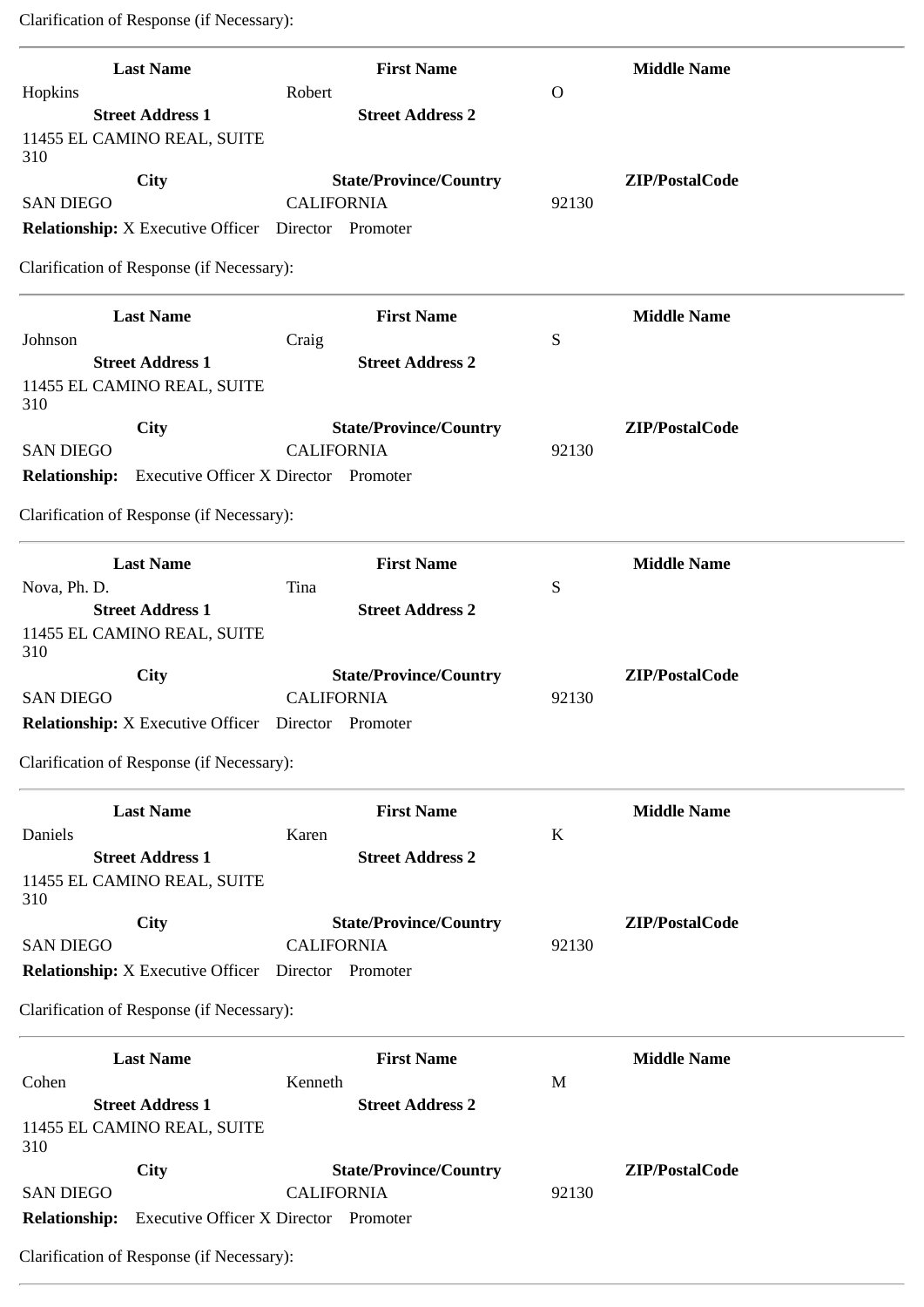Clarification of Response (if Necessary):

---

| Last Name | First Name | Middle Name |
|---|---|---|
| Hopkins | Robert | O |
| **Street Address 1** | **Street Address 2** | |
| 11455 EL CAMINO REAL, SUITE 310 | | |
| **City** | **State/Province/Country** | **ZIP/PostalCode** |
| SAN DIEGO | CALIFORNIA | 92130 |

**Relationship:** X Executive Officer   Director   Promoter

Clarification of Response (if Necessary):

---

| Last Name | First Name | Middle Name |
|---|---|---|
| Johnson | Craig | S |
| **Street Address 1** | **Street Address 2** | |
| 11455 EL CAMINO REAL, SUITE 310 | | |
| **City** | **State/Province/Country** | **ZIP/PostalCode** |
| SAN DIEGO | CALIFORNIA | 92130 |

**Relationship:**   Executive Officer X Director   Promoter

Clarification of Response (if Necessary):

---

| Last Name | First Name | Middle Name |
|---|---|---|
| Nova, Ph. D. | Tina | S |
| **Street Address 1** | **Street Address 2** | |
| 11455 EL CAMINO REAL, SUITE 310 | | |
| **City** | **State/Province/Country** | **ZIP/PostalCode** |
| SAN DIEGO | CALIFORNIA | 92130 |

**Relationship:** X Executive Officer   Director   Promoter

Clarification of Response (if Necessary):

---

| Last Name | First Name | Middle Name |
|---|---|---|
| Daniels | Karen | K |
| **Street Address 1** | **Street Address 2** | |
| 11455 EL CAMINO REAL, SUITE 310 | | |
| **City** | **State/Province/Country** | **ZIP/PostalCode** |
| SAN DIEGO | CALIFORNIA | 92130 |

**Relationship:** X Executive Officer   Director   Promoter

Clarification of Response (if Necessary):

---

| Last Name | First Name | Middle Name |
|---|---|---|
| Cohen | Kenneth | M |
| **Street Address 1** | **Street Address 2** | |
| 11455 EL CAMINO REAL, SUITE 310 | | |
| **City** | **State/Province/Country** | **ZIP/PostalCode** |
| SAN DIEGO | CALIFORNIA | 92130 |

**Relationship:**   Executive Officer X Director   Promoter

Clarification of Response (if Necessary):

---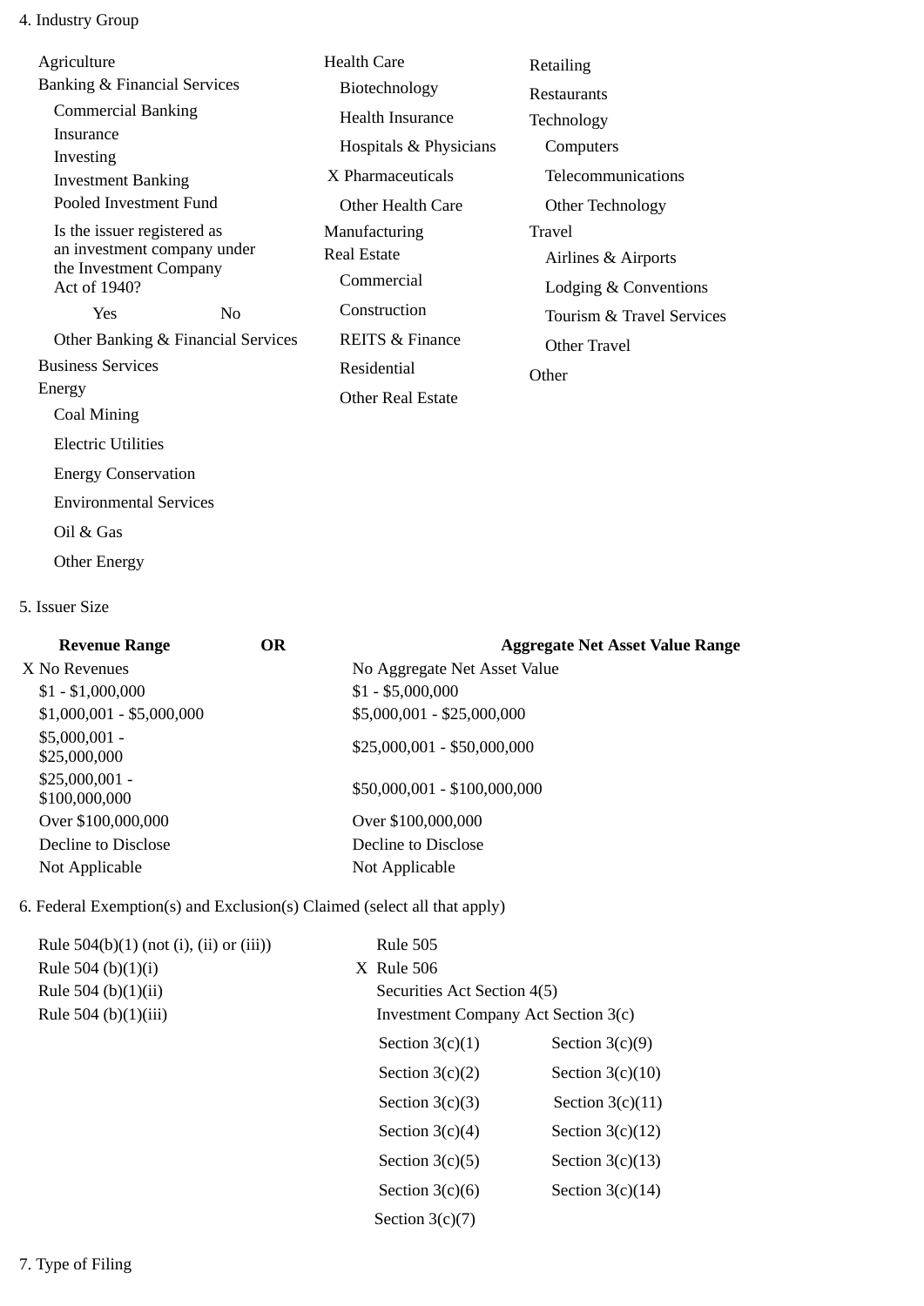4. Industry Group

Agriculture
Banking & Financial Services
- Commercial Banking
- Insurance
- Investing
- Investment Banking
- Pooled Investment Fund
- Is the issuer registered as an investment company under the Investment Company Act of 1940?
  - Yes
  - No
- Other Banking & Financial Services

Business Services
Energy
- Coal Mining
- Electric Utilities
- Energy Conservation
- Environmental Services
- Oil & Gas
- Other Energy

Health Care
- Biotechnology
- Health Insurance
- Hospitals & Physicians
- X Pharmaceuticals
- Other Health Care

Manufacturing
Real Estate
- Commercial
- Construction
- REITS & Finance
- Residential
- Other Real Estate

Retailing
Restaurants
Technology
- Computers
- Telecommunications
- Other Technology

Travel
- Airlines & Airports
- Lodging & Conventions
- Tourism & Travel Services
- Other Travel

Other

5. Issuer Size

| Revenue Range | OR | Aggregate Net Asset Value Range |
|---|---|---|
| X No Revenues | | No Aggregate Net Asset Value |
| $1 - $1,000,000 | | $1 - $5,000,000 |
| $1,000,001 - $5,000,000 | | $5,000,001 - $25,000,000 |
| $5,000,001 - $25,000,000 | | $25,000,001 - $50,000,000 |
| $25,000,001 - $100,000,000 | | $50,000,001 - $100,000,000 |
| Over $100,000,000 | | Over $100,000,000 |
| Decline to Disclose | | Decline to Disclose |
| Not Applicable | | Not Applicable |

6. Federal Exemption(s) and Exclusion(s) Claimed (select all that apply)

- Rule 504(b)(1) (not (i), (ii) or (iii))
- Rule 504 (b)(1)(i)
- Rule 504 (b)(1)(ii)
- Rule 504 (b)(1)(iii)
- Rule 505
- X Rule 506
- Securities Act Section 4(5)
- Investment Company Act Section 3(c)
  - Section 3(c)(1)
  - Section 3(c)(2)
  - Section 3(c)(3)
  - Section 3(c)(4)
  - Section 3(c)(5)
  - Section 3(c)(6)
  - Section 3(c)(7)
  - Section 3(c)(9)
  - Section 3(c)(10)
  - Section 3(c)(11)
  - Section 3(c)(12)
  - Section 3(c)(13)
  - Section 3(c)(14)

7. Type of Filing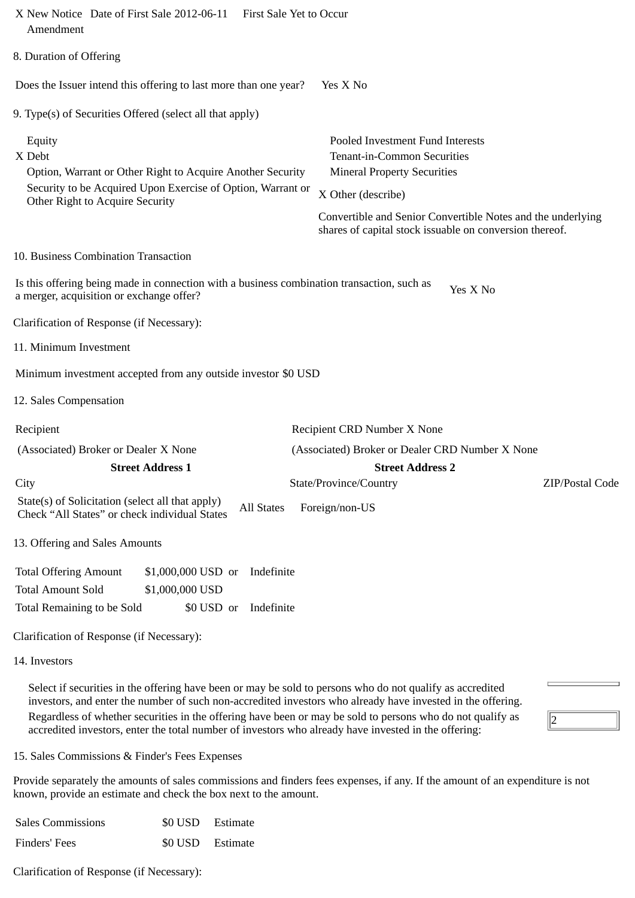X New Notice Date of First Sale 2012-06-11 First Sale Yet to Occur
Amendment

8. Duration of Offering

Does the Issuer intend this offering to last more than one year? Yes X No

9. Type(s) of Securities Offered (select all that apply)

| | |
|---|---|
| Equity | Pooled Investment Fund Interests |
| X Debt | Tenant-in-Common Securities |
| Option, Warrant or Other Right to Acquire Another Security | Mineral Property Securities |
| Security to be Acquired Upon Exercise of Option, Warrant or Other Right to Acquire Security | X Other (describe) |
| | Convertible and Senior Convertible Notes and the underlying shares of capital stock issuable on conversion thereof. |

10. Business Combination Transaction

Is this offering being made in connection with a business combination transaction, such as a merger, acquisition or exchange offer? Yes X No

Clarification of Response (if Necessary):

11. Minimum Investment

Minimum investment accepted from any outside investor $0 USD

12. Sales Compensation

| | | |
|---|---|---|
| Recipient | Recipient CRD Number X None | |
| (Associated) Broker or Dealer X None | (Associated) Broker or Dealer CRD Number X None | |
| **Street Address 1** | **Street Address 2** | |
| City | State/Province/Country | ZIP/Postal Code |
| State(s) of Solicitation (select all that apply) Check “All States” or check individual States | All States Foreign/non-US | |

13. Offering and Sales Amounts

| | |
|---|---|
| Total Offering Amount | $1,000,000 USD or Indefinite |
| Total Amount Sold | $1,000,000 USD |
| Total Remaining to be Sold | $0 USD or Indefinite |

Clarification of Response (if Necessary):

14. Investors

Select if securities in the offering have been or may be sold to persons who do not qualify as accredited investors, and enter the number of such non-accredited investors who already have invested in the offering.

Regardless of whether securities in the offering have been or may be sold to persons who do not qualify as accredited investors, enter the total number of investors who already have invested in the offering: 2

15. Sales Commissions & Finder's Fees Expenses

Provide separately the amounts of sales commissions and finders fees expenses, if any. If the amount of an expenditure is not known, provide an estimate and check the box next to the amount.

| | |
|---|---|
| Sales Commissions | $0 USD Estimate |
| Finders' Fees | $0 USD Estimate |

Clarification of Response (if Necessary):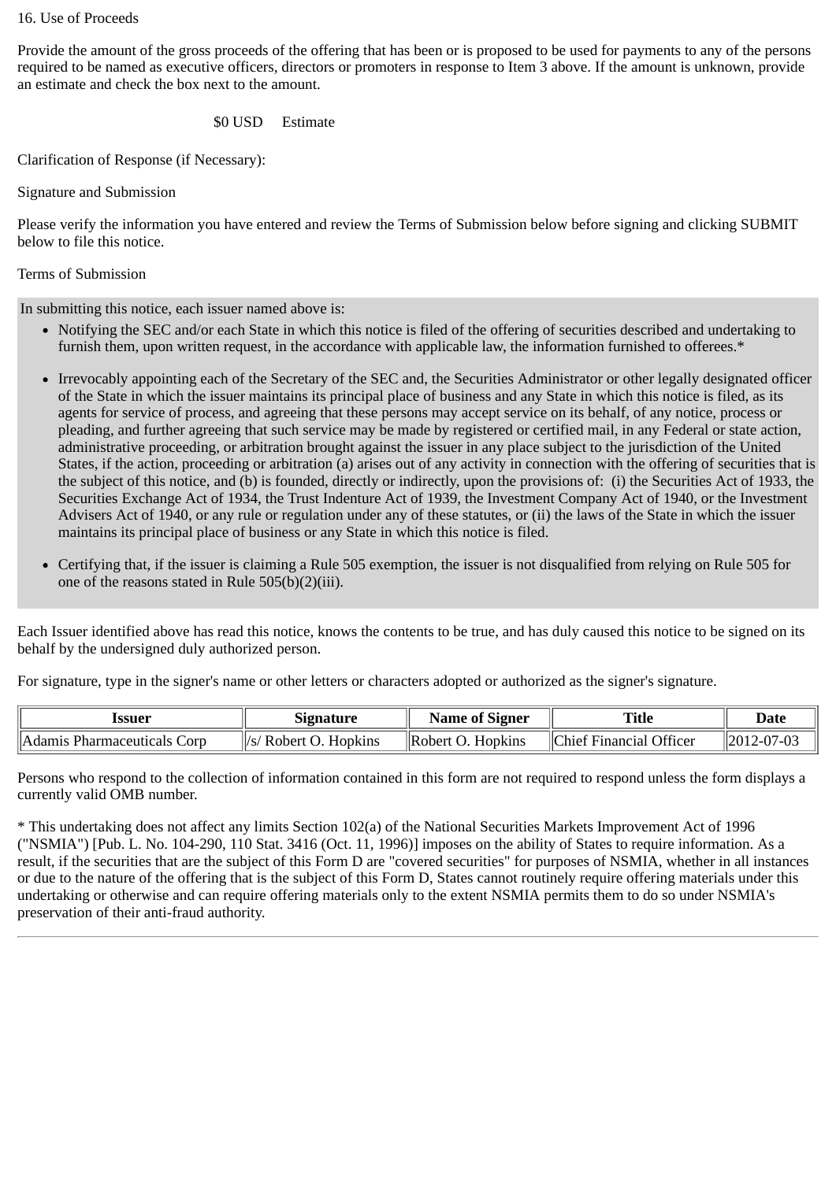16. Use of Proceeds

Provide the amount of the gross proceeds of the offering that has been or is proposed to be used for payments to any of the persons required to be named as executive officers, directors or promoters in response to Item 3 above. If the amount is unknown, provide an estimate and check the box next to the amount.

$0 USD Estimate

Clarification of Response (if Necessary):

Signature and Submission

Please verify the information you have entered and review the Terms of Submission below before signing and clicking SUBMIT below to file this notice.

Terms of Submission

In submitting this notice, each issuer named above is:

- Notifying the SEC and/or each State in which this notice is filed of the offering of securities described and undertaking to furnish them, upon written request, in the accordance with applicable law, the information furnished to offerees.*
- Irrevocably appointing each of the Secretary of the SEC and, the Securities Administrator or other legally designated officer of the State in which the issuer maintains its principal place of business and any State in which this notice is filed, as its agents for service of process, and agreeing that these persons may accept service on its behalf, of any notice, process or pleading, and further agreeing that such service may be made by registered or certified mail, in any Federal or state action, administrative proceeding, or arbitration brought against the issuer in any place subject to the jurisdiction of the United States, if the action, proceeding or arbitration (a) arises out of any activity in connection with the offering of securities that is the subject of this notice, and (b) is founded, directly or indirectly, upon the provisions of: (i) the Securities Act of 1933, the Securities Exchange Act of 1934, the Trust Indenture Act of 1939, the Investment Company Act of 1940, or the Investment Advisers Act of 1940, or any rule or regulation under any of these statutes, or (ii) the laws of the State in which the issuer maintains its principal place of business or any State in which this notice is filed.
- Certifying that, if the issuer is claiming a Rule 505 exemption, the issuer is not disqualified from relying on Rule 505 for one of the reasons stated in Rule 505(b)(2)(iii).

Each Issuer identified above has read this notice, knows the contents to be true, and has duly caused this notice to be signed on its behalf by the undersigned duly authorized person.

For signature, type in the signer's name or other letters or characters adopted or authorized as the signer's signature.

| Issuer | Signature | Name of Signer | Title | Date |
| --- | --- | --- | --- | --- |
| Adamis Pharmaceuticals Corp | /s/ Robert O. Hopkins | Robert O. Hopkins | Chief Financial Officer | 2012-07-03 |

Persons who respond to the collection of information contained in this form are not required to respond unless the form displays a currently valid OMB number.

* This undertaking does not affect any limits Section 102(a) of the National Securities Markets Improvement Act of 1996 ("NSMIA") [Pub. L. No. 104-290, 110 Stat. 3416 (Oct. 11, 1996)] imposes on the ability of States to require information. As a result, if the securities that are the subject of this Form D are "covered securities" for purposes of NSMIA, whether in all instances or due to the nature of the offering that is the subject of this Form D, States cannot routinely require offering materials under this undertaking or otherwise and can require offering materials only to the extent NSMIA permits them to do so under NSMIA's preservation of their anti-fraud authority.